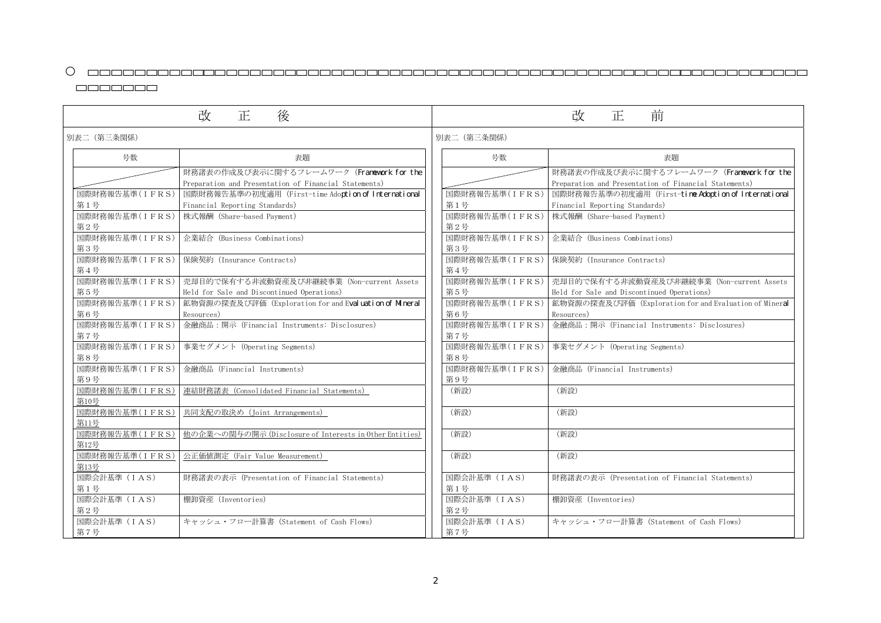○ □□□□□□□□□□□□□□□□□□□□□□□□□□□□□□□□□□□□□□□□□□□□□□□□□□□□□□□□□□□□□□□□

| 改　正　後 | | 改　正　前 | |
|---|---|---|---|
| 別表二（第三条関係） | | 別表二（第三条関係） | |
| 号数 | 表題 | 号数 | 表題 |
| | 財務諸表の作成及び表示に関するフレームワーク（Framework for the Preparation and Presentation of Financial Statements） | | 財務諸表の作成及び表示に関するフレームワーク（Framework for the Preparation and Presentation of Financial Statements） |
| 国際財務報告基準（ＩＦＲＳ）第１号 | 国際財務報告基準の初度適用（First-time Adoption of International Financial Reporting Standards） | 国際財務報告基準（ＩＦＲＳ）第１号 | 国際財務報告基準の初度適用（First-time Adoption of International Financial Reporting Standards） |
| 国際財務報告基準（ＩＦＲＳ）第２号 | 株式報酬（Share-based Payment） | 国際財務報告基準（ＩＦＲＳ）第２号 | 株式報酬（Share-based Payment） |
| 国際財務報告基準（ＩＦＲＳ）第３号 | 企業結合（Business Combinations） | 国際財務報告基準（ＩＦＲＳ）第３号 | 企業結合（Business Combinations） |
| 国際財務報告基準（ＩＦＲＳ）第４号 | 保険契約（Insurance Contracts） | 国際財務報告基準（ＩＦＲＳ）第４号 | 保険契約（Insurance Contracts） |
| 国際財務報告基準（ＩＦＲＳ）第５号 | 売却目的で保有する非流動資産及び非継続事業（Non-current Assets Held for Sale and Discontinued Operations） | 国際財務報告基準（ＩＦＲＳ）第５号 | 売却目的で保有する非流動資産及び非継続事業（Non-current Assets Held for Sale and Discontinued Operations） |
| 国際財務報告基準（ＩＦＲＳ）第６号 | 鉱物資源の探査及び評価（Exploration for and Evaluation of Mineral Resources） | 国際財務報告基準（ＩＦＲＳ）第６号 | 鉱物資源の探査及び評価（Exploration for and Evaluation of Mineral Resources） |
| 国際財務報告基準（ＩＦＲＳ）第７号 | 金融商品：開示（Financial Instruments: Disclosures） | 国際財務報告基準（ＩＦＲＳ）第７号 | 金融商品：開示（Financial Instruments: Disclosures） |
| 国際財務報告基準（ＩＦＲＳ）第８号 | 事業セグメント（Operating Segments） | 国際財務報告基準（ＩＦＲＳ）第８号 | 事業セグメント（Operating Segments） |
| 国際財務報告基準（ＩＦＲＳ）第９号 | 金融商品（Financial Instruments） | 国際財務報告基準（ＩＦＲＳ）第９号 | 金融商品（Financial Instruments） |
| 国際財務報告基準（ＩＦＲＳ）第10号 | 連結財務諸表（Consolidated Financial Statements） | （新設） | （新設） |
| 国際財務報告基準（ＩＦＲＳ）第11号 | 共同支配の取決め（Joint Arrangements） | （新設） | （新設） |
| 国際財務報告基準（ＩＦＲＳ）第12号 | 他の企業への関与の開示（Disclosure of Interests in Other Entities） | （新設） | （新設） |
| 国際財務報告基準（ＩＦＲＳ）第13号 | 公正価値測定（Fair Value Measurement） | （新設） | （新設） |
| 国際会計基準（ＩＡＳ）第１号 | 財務諸表の表示（Presentation of Financial Statements） | 国際会計基準（ＩＡＳ）第１号 | 財務諸表の表示（Presentation of Financial Statements） |
| 国際会計基準（ＩＡＳ）第２号 | 棚卸資産（Inventories） | 国際会計基準（ＩＡＳ）第２号 | 棚卸資産（Inventories） |
| 国際会計基準（ＩＡＳ）第７号 | キャッシュ・フロー計算書（Statement of Cash Flows） | 国際会計基準（ＩＡＳ）第７号 | キャッシュ・フロー計算書（Statement of Cash Flows） |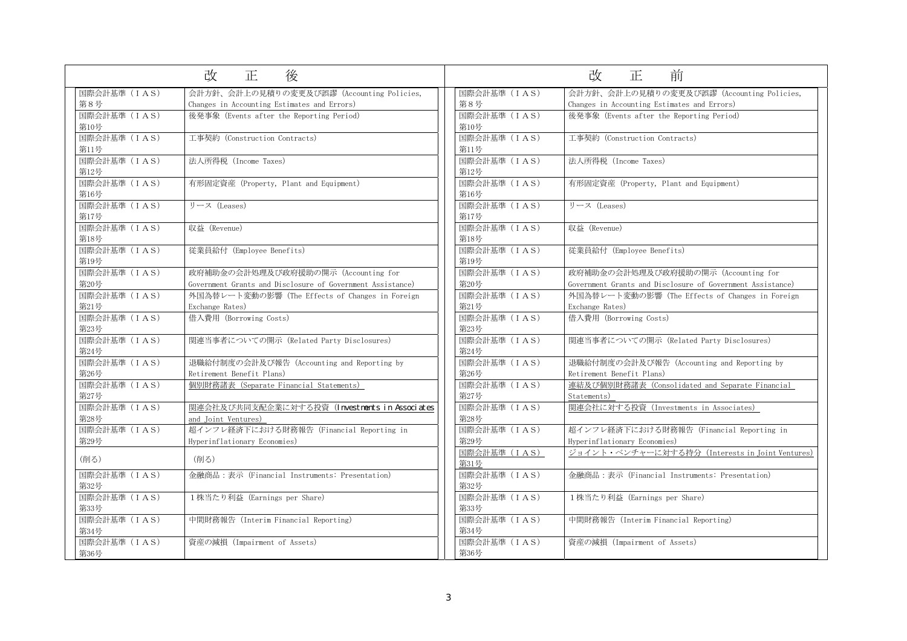| 改正後 | | 改正前 | |
|---|---|---|---|
| 国際会計基準（ＩＡＳ）第８号 | 会計方針、会計上の見積りの変更及び誤謬（Accounting Policies, Changes in Accounting Estimates and Errors） | 国際会計基準（ＩＡＳ）第８号 | 会計方針、会計上の見積りの変更及び誤謬（Accounting Policies, Changes in Accounting Estimates and Errors） |
| 国際会計基準（ＩＡＳ）第10号 | 後発事象（Events after the Reporting Period） | 国際会計基準（ＩＡＳ）第10号 | 後発事象（Events after the Reporting Period） |
| 国際会計基準（ＩＡＳ）第11号 | 工事契約（Construction Contracts） | 国際会計基準（ＩＡＳ）第11号 | 工事契約（Construction Contracts） |
| 国際会計基準（ＩＡＳ）第12号 | 法人所得税（Income Taxes） | 国際会計基準（ＩＡＳ）第12号 | 法人所得税（Income Taxes） |
| 国際会計基準（ＩＡＳ）第16号 | 有形固定資産（Property, Plant and Equipment） | 国際会計基準（ＩＡＳ）第16号 | 有形固定資産（Property, Plant and Equipment） |
| 国際会計基準（ＩＡＳ）第17号 | リース（Leases） | 国際会計基準（ＩＡＳ）第17号 | リース（Leases） |
| 国際会計基準（ＩＡＳ）第18号 | 収益（Revenue） | 国際会計基準（ＩＡＳ）第18号 | 収益（Revenue） |
| 国際会計基準（ＩＡＳ）第19号 | 従業員給付（Employee Benefits） | 国際会計基準（ＩＡＳ）第19号 | 従業員給付（Employee Benefits） |
| 国際会計基準（ＩＡＳ）第20号 | 政府補助金の会計処理及び政府援助の開示（Accounting for Government Grants and Disclosure of Government Assistance） | 国際会計基準（ＩＡＳ）第20号 | 政府補助金の会計処理及び政府援助の開示（Accounting for Government Grants and Disclosure of Government Assistance） |
| 国際会計基準（ＩＡＳ）第21号 | 外国為替レート変動の影響（The Effects of Changes in Foreign Exchange Rates） | 国際会計基準（ＩＡＳ）第21号 | 外国為替レート変動の影響（The Effects of Changes in Foreign Exchange Rates） |
| 国際会計基準（ＩＡＳ）第23号 | 借入費用（Borrowing Costs） | 国際会計基準（ＩＡＳ）第23号 | 借入費用（Borrowing Costs） |
| 国際会計基準（ＩＡＳ）第24号 | 関連当事者についての開示（Related Party Disclosures） | 国際会計基準（ＩＡＳ）第24号 | 関連当事者についての開示（Related Party Disclosures） |
| 国際会計基準（ＩＡＳ）第26号 | 退職給付制度の会計及び報告（Accounting and Reporting by Retirement Benefit Plans） | 国際会計基準（ＩＡＳ）第26号 | 退職給付制度の会計及び報告（Accounting and Reporting by Retirement Benefit Plans） |
| 国際会計基準（ＩＡＳ）第27号 | 個別財務諸表（Separate Financial Statements） | 国際会計基準（ＩＡＳ）第27号 | 連結及び個別財務諸表（Consolidated and Separate Financial Statements） |
| 国際会計基準（ＩＡＳ）第28号 | 関連会社及び共同支配企業に対する投資（Investments in Associates and Joint Ventures） | 国際会計基準（ＩＡＳ）第28号 | 関連会社に対する投資（Investments in Associates） |
| 国際会計基準（ＩＡＳ）第29号 | 超インフレ経済下における財務報告（Financial Reporting in Hyperinflationary Economies） | 国際会計基準（ＩＡＳ）第29号 | 超インフレ経済下における財務報告（Financial Reporting in Hyperinflationary Economies） |
| （削る） | （削る） | 国際会計基準（ＩＡＳ）第31号 | ジョイント・ベンチャーに対する持分（Interests in Joint Ventures） |
| 国際会計基準（ＩＡＳ）第32号 | 金融商品：表示（Financial Instruments: Presentation） | 国際会計基準（ＩＡＳ）第32号 | 金融商品：表示（Financial Instruments: Presentation） |
| 国際会計基準（ＩＡＳ）第33号 | １株当たり利益（Earnings per Share） | 国際会計基準（ＩＡＳ）第33号 | １株当たり利益（Earnings per Share） |
| 国際会計基準（ＩＡＳ）第34号 | 中間財務報告（Interim Financial Reporting） | 国際会計基準（ＩＡＳ）第34号 | 中間財務報告（Interim Financial Reporting） |
| 国際会計基準（ＩＡＳ）第36号 | 資産の減損（Impairment of Assets） | 国際会計基準（ＩＡＳ）第36号 | 資産の減損（Impairment of Assets） |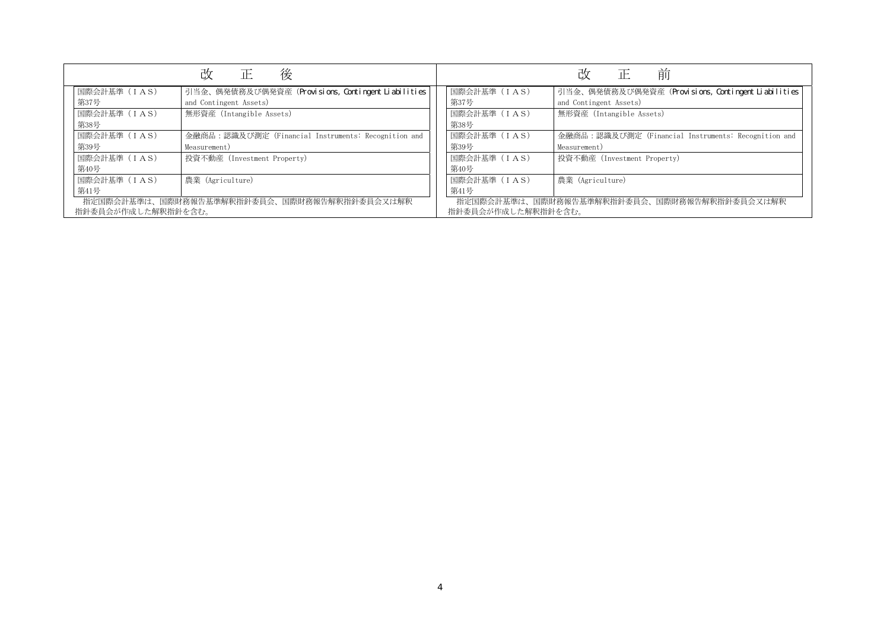| 改　正　後 | | 改　正　前 | |
|---|---|---|---|
| 国際会計基準（ＩＡＳ）第37号 | 引当金、偶発債務及び偶発資産（Provisions, Contingent Liabilities and Contingent Assets） | 国際会計基準（ＩＡＳ）第37号 | 引当金、偶発債務及び偶発資産（Provisions, Contingent Liabilities and Contingent Assets） |
| 国際会計基準（ＩＡＳ）第38号 | 無形資産（Intangible Assets） | 国際会計基準（ＩＡＳ）第38号 | 無形資産（Intangible Assets） |
| 国際会計基準（ＩＡＳ）第39号 | 金融商品：認識及び測定（Financial Instruments: Recognition and Measurement） | 国際会計基準（ＩＡＳ）第39号 | 金融商品：認識及び測定（Financial Instruments: Recognition and Measurement） |
| 国際会計基準（ＩＡＳ）第40号 | 投資不動産（Investment Property） | 国際会計基準（ＩＡＳ）第40号 | 投資不動産（Investment Property） |
| 国際会計基準（ＩＡＳ）第41号 | 農業（Agriculture） | 国際会計基準（ＩＡＳ）第41号 | 農業（Agriculture） |
| 指定国際会計基準は、国際財務報告基準解釈指針委員会、国際財務報告解釈指針委員会又は解釈指針委員会が作成した解釈指針を含む。 | | 指定国際会計基準は、国際財務報告基準解釈指針委員会、国際財務報告解釈指針委員会又は解釈指針委員会が作成した解釈指針を含む。 | |